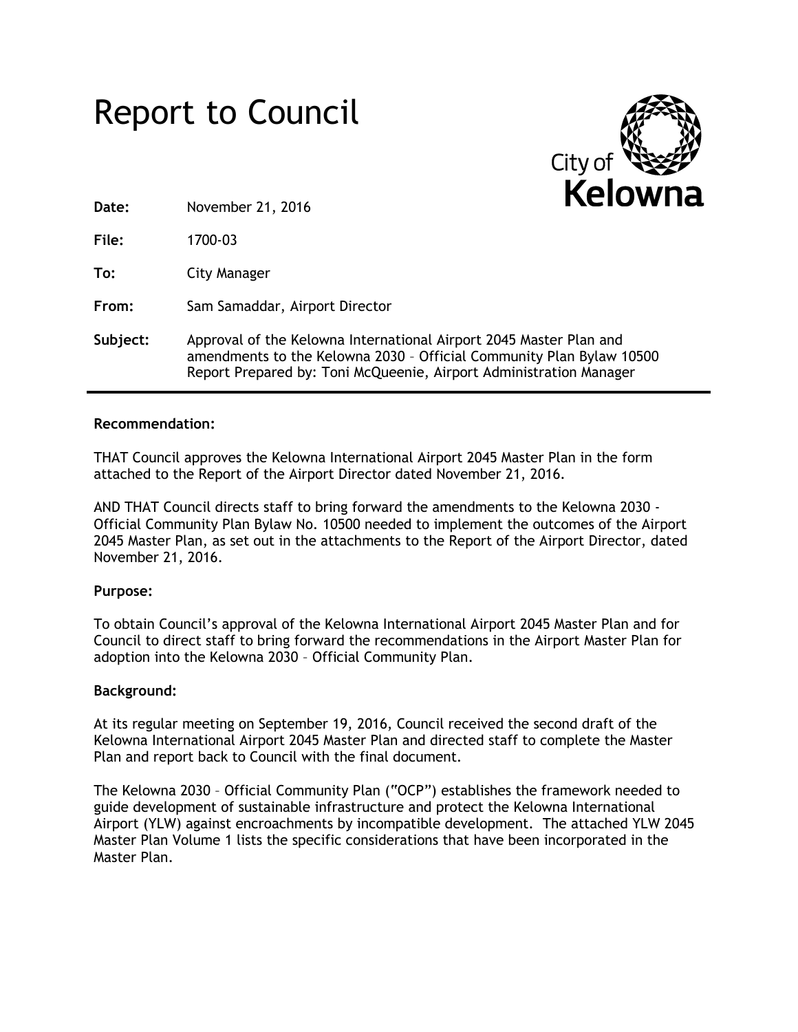# Report to Council

City of Kelowna

**Date:** November 21, 2016

**File:** 1700-03

**To:** City Manager

**From:** Sam Samaddar, Airport Director

**Subject:** Approval of the Kelowna International Airport 2045 Master Plan and amendments to the Kelowna 2030 – Official Community Plan Bylaw 10500
Report Prepared by: Toni McQueenie, Airport Administration Manager

---

**Recommendation:**

THAT Council approves the Kelowna International Airport 2045 Master Plan in the form attached to the Report of the Airport Director dated November 21, 2016.

AND THAT Council directs staff to bring forward the amendments to the Kelowna 2030 - Official Community Plan Bylaw No. 10500 needed to implement the outcomes of the Airport 2045 Master Plan, as set out in the attachments to the Report of the Airport Director, dated November 21, 2016.

**Purpose:**

To obtain Council's approval of the Kelowna International Airport 2045 Master Plan and for Council to direct staff to bring forward the recommendations in the Airport Master Plan for adoption into the Kelowna 2030 – Official Community Plan.

**Background:**

At its regular meeting on September 19, 2016, Council received the second draft of the Kelowna International Airport 2045 Master Plan and directed staff to complete the Master Plan and report back to Council with the final document.

The Kelowna 2030 – Official Community Plan ("OCP") establishes the framework needed to guide development of sustainable infrastructure and protect the Kelowna International Airport (YLW) against encroachments by incompatible development. The attached YLW 2045 Master Plan Volume 1 lists the specific considerations that have been incorporated in the Master Plan.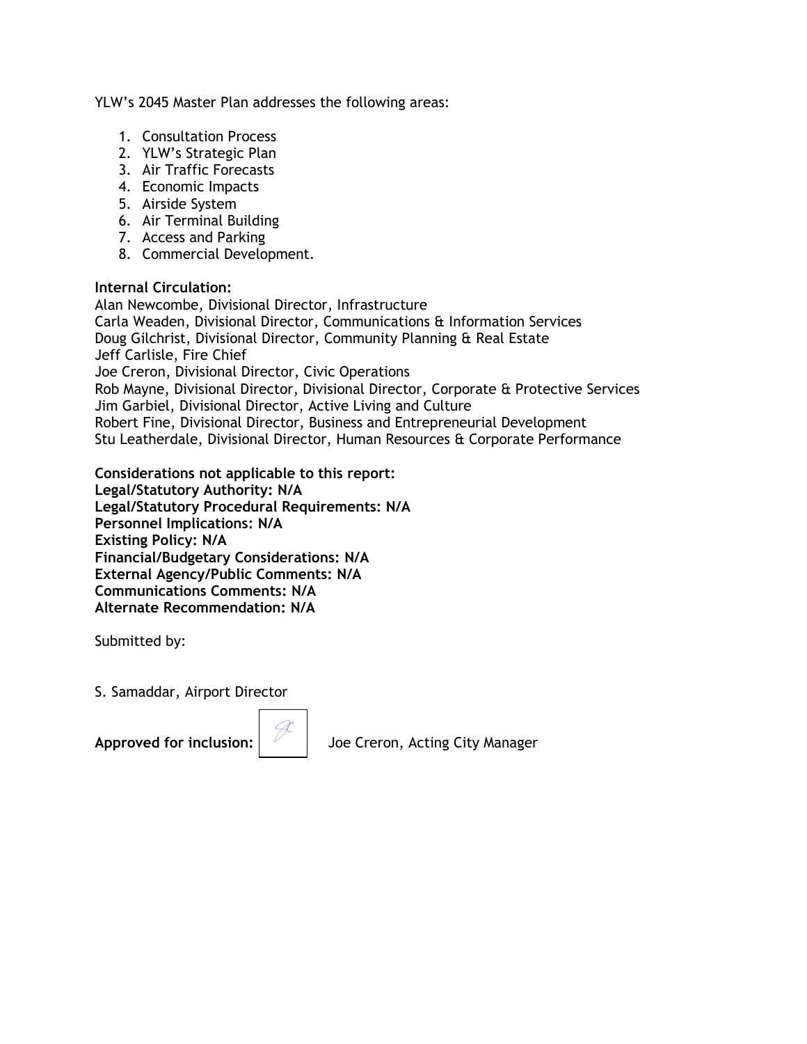YLW's 2045 Master Plan addresses the following areas:

1. Consultation Process
2. YLW's Strategic Plan
3. Air Traffic Forecasts
4. Economic Impacts
5. Airside System
6. Air Terminal Building
7. Access and Parking
8. Commercial Development.

**Internal Circulation:**
Alan Newcombe, Divisional Director, Infrastructure
Carla Weaden, Divisional Director, Communications & Information Services
Doug Gilchrist, Divisional Director, Community Planning & Real Estate
Jeff Carlisle, Fire Chief
Joe Creron, Divisional Director, Civic Operations
Rob Mayne, Divisional Director, Divisional Director, Corporate & Protective Services
Jim Garbiel, Divisional Director, Active Living and Culture
Robert Fine, Divisional Director, Business and Entrepreneurial Development
Stu Leatherdale, Divisional Director, Human Resources & Corporate Performance

**Considerations not applicable to this report:**
**Legal/Statutory Authority: N/A**
**Legal/Statutory Procedural Requirements: N/A**
**Personnel Implications: N/A**
**Existing Policy: N/A**
**Financial/Budgetary Considerations: N/A**
**External Agency/Public Comments: N/A**
**Communications Comments: N/A**
**Alternate Recommendation: N/A**

Submitted by:

S. Samaddar, Airport Director

**Approved for inclusion:** Joe Creron, Acting City Manager